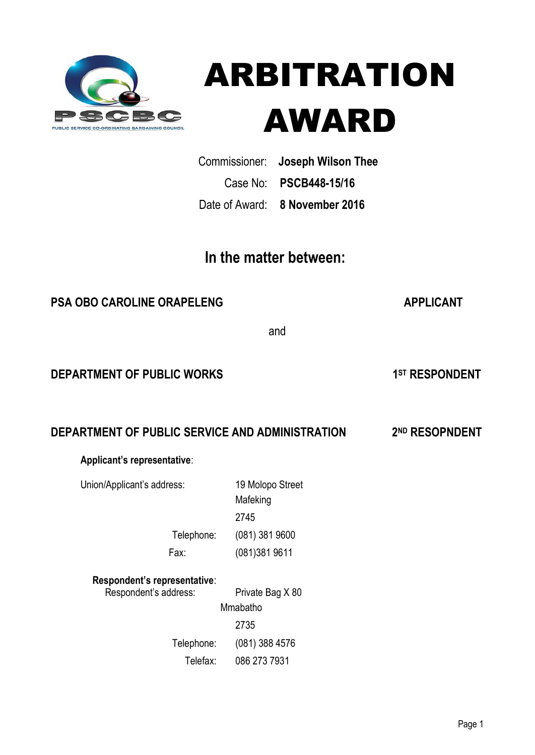# ARBITRATION AWARD

Commissioner: **Joseph Wilson Thee**

Case No: **PSCB448-15/16**

Date of Award: **8 November 2016**

## In the matter between:

**PSA OBO CAROLINE ORAPELENG** **APPLICANT**

and

**DEPARTMENT OF PUBLIC WORKS** **1ST RESPONDENT**

**DEPARTMENT OF PUBLIC SERVICE AND ADMINISTRATION** **2ND RESOPNDENT**

**Applicant's representative**:

Union/Applicant's address: 19 Molopo Street
Mafeking
2745

Telephone: (081) 381 9600

Fax: (081)381 9611

**Respondent's representative**:

Respondent's address: Private Bag X 80
Mmabatho
2735

Telephone: (081) 388 4576

Telefax: 086 273 7931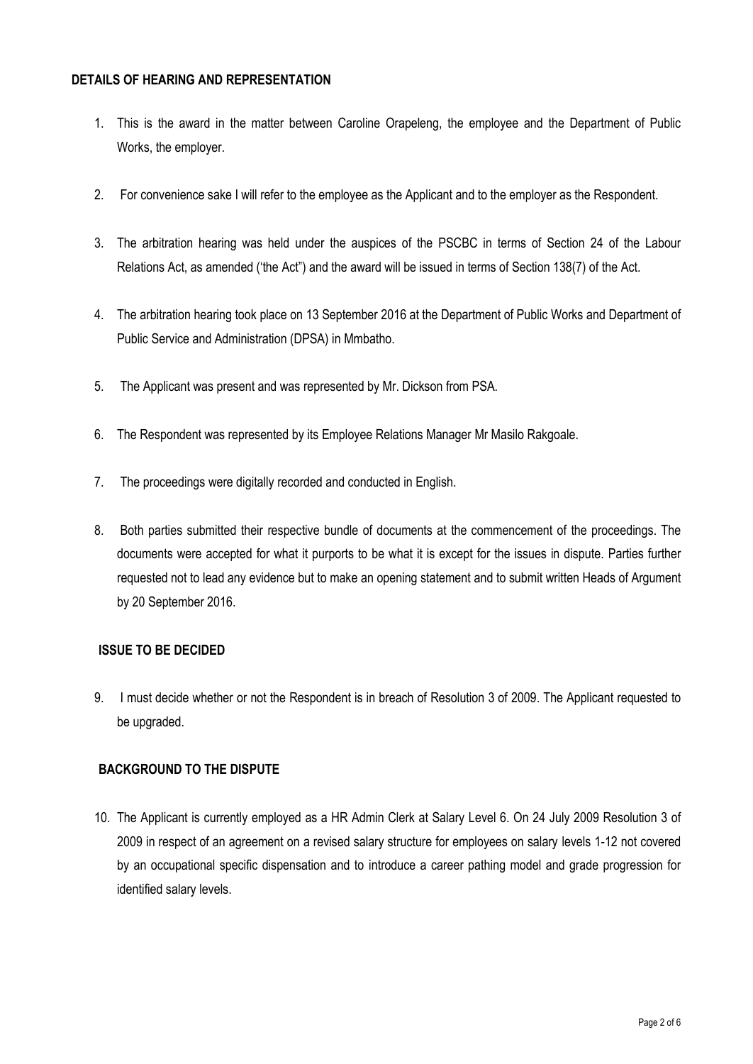## DETAILS OF HEARING AND REPRESENTATION

1. This is the award in the matter between Caroline Orapeleng, the employee and the Department of Public Works, the employer.

2. For convenience sake I will refer to the employee as the Applicant and to the employer as the Respondent.

3. The arbitration hearing was held under the auspices of the PSCBC in terms of Section 24 of the Labour Relations Act, as amended ('the Act") and the award will be issued in terms of Section 138(7) of the Act.

4. The arbitration hearing took place on 13 September 2016 at the Department of Public Works and Department of Public Service and Administration (DPSA) in Mmbatho.

5. The Applicant was present and was represented by Mr. Dickson from PSA.

6. The Respondent was represented by its Employee Relations Manager Mr Masilo Rakgoale.

7. The proceedings were digitally recorded and conducted in English.

8. Both parties submitted their respective bundle of documents at the commencement of the proceedings. The documents were accepted for what it purports to be what it is except for the issues in dispute. Parties further requested not to lead any evidence but to make an opening statement and to submit written Heads of Argument by 20 September 2016.

## ISSUE TO BE DECIDED

9. I must decide whether or not the Respondent is in breach of Resolution 3 of 2009. The Applicant requested to be upgraded.

## BACKGROUND TO THE DISPUTE

10. The Applicant is currently employed as a HR Admin Clerk at Salary Level 6. On 24 July 2009 Resolution 3 of 2009 in respect of an agreement on a revised salary structure for employees on salary levels 1-12 not covered by an occupational specific dispensation and to introduce a career pathing model and grade progression for identified salary levels.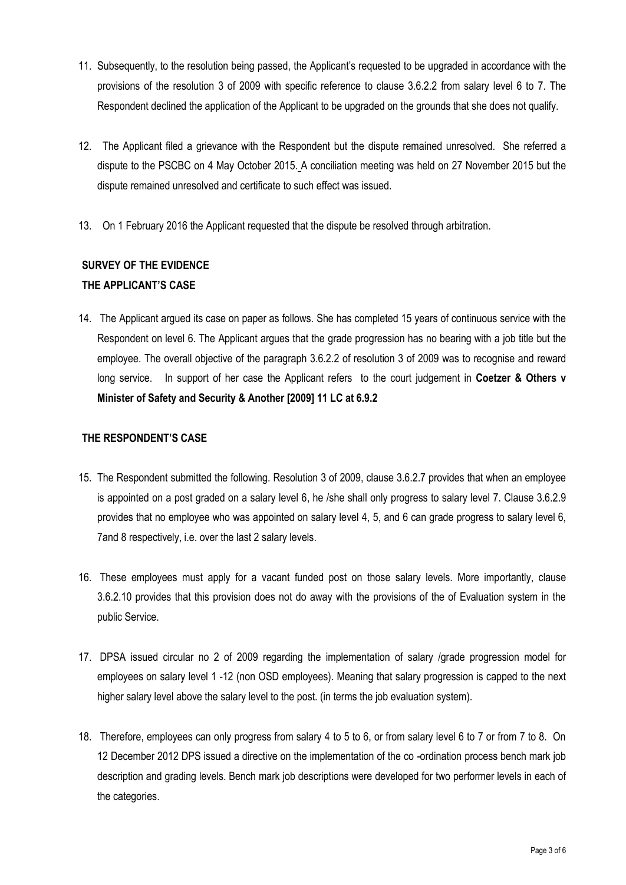11. Subsequently, to the resolution being passed, the Applicant's requested to be upgraded in accordance with the provisions of the resolution 3 of 2009 with specific reference to clause 3.6.2.2 from salary level 6 to 7. The Respondent declined the application of the Applicant to be upgraded on the grounds that she does not qualify.

12. The Applicant filed a grievance with the Respondent but the dispute remained unresolved. She referred a dispute to the PSCBC on 4 May October 2015. A conciliation meeting was held on 27 November 2015 but the dispute remained unresolved and certificate to such effect was issued.

13. On 1 February 2016 the Applicant requested that the dispute be resolved through arbitration.

## SURVEY OF THE EVIDENCE

## THE APPLICANT'S CASE

14. The Applicant argued its case on paper as follows. She has completed 15 years of continuous service with the Respondent on level 6. The Applicant argues that the grade progression has no bearing with a job title but the employee. The overall objective of the paragraph 3.6.2.2 of resolution 3 of 2009 was to recognise and reward long service. In support of her case the Applicant refers to the court judgement in **Coetzer & Others v Minister of Safety and Security & Another [2009] 11 LC at 6.9.2**

## THE RESPONDENT'S CASE

15. The Respondent submitted the following. Resolution 3 of 2009, clause 3.6.2.7 provides that when an employee is appointed on a post graded on a salary level 6, he /she shall only progress to salary level 7. Clause 3.6.2.9 provides that no employee who was appointed on salary level 4, 5, and 6 can grade progress to salary level 6, 7and 8 respectively, i.e. over the last 2 salary levels.

16. These employees must apply for a vacant funded post on those salary levels. More importantly, clause 3.6.2.10 provides that this provision does not do away with the provisions of the of Evaluation system in the public Service.

17. DPSA issued circular no 2 of 2009 regarding the implementation of salary /grade progression model for employees on salary level 1 -12 (non OSD employees). Meaning that salary progression is capped to the next higher salary level above the salary level to the post. (in terms the job evaluation system).

18. Therefore, employees can only progress from salary 4 to 5 to 6, or from salary level 6 to 7 or from 7 to 8. On 12 December 2012 DPS issued a directive on the implementation of the co -ordination process bench mark job description and grading levels. Bench mark job descriptions were developed for two performer levels in each of the categories.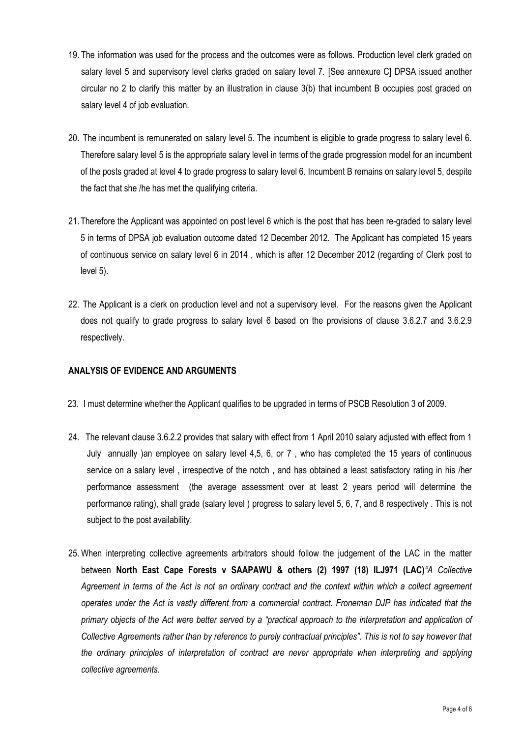19. The information was used for the process and the outcomes were as follows. Production level clerk graded on salary level 5 and supervisory level clerks graded on salary level 7. [See annexure C] DPSA issued another circular no 2 to clarify this matter by an illustration in clause 3(b) that incumbent B occupies post graded on salary level 4 of job evaluation.

20. The incumbent is remunerated on salary level 5. The incumbent is eligible to grade progress to salary level 6. Therefore salary level 5 is the appropriate salary level in terms of the grade progression model for an incumbent of the posts graded at level 4 to grade progress to salary level 6. Incumbent B remains on salary level 5, despite the fact that she /he has met the qualifying criteria.

21. Therefore the Applicant was appointed on post level 6 which is the post that has been re-graded to salary level 5 in terms of DPSA job evaluation outcome dated 12 December 2012. The Applicant has completed 15 years of continuous service on salary level 6 in 2014 , which is after 12 December 2012 (regarding of Clerk post to level 5).

22. The Applicant is a clerk on production level and not a supervisory level. For the reasons given the Applicant does not qualify to grade progress to salary level 6 based on the provisions of clause 3.6.2.7 and 3.6.2.9 respectively.

## ANALYSIS OF EVIDENCE AND ARGUMENTS

23. I must determine whether the Applicant qualifies to be upgraded in terms of PSCB Resolution 3 of 2009.

24. The relevant clause 3.6.2.2 provides that salary with effect from 1 April 2010 salary adjusted with effect from 1 July annually )an employee on salary level 4,5, 6, or 7 , who has completed the 15 years of continuous service on a salary level , irrespective of the notch , and has obtained a least satisfactory rating in his /her performance assessment (the average assessment over at least 2 years period will determine the performance rating), shall grade (salary level ) progress to salary level 5, 6, 7, and 8 respectively . This is not subject to the post availability.

25. When interpreting collective agreements arbitrators should follow the judgement of the LAC in the matter between **North East Cape Forests v SAAPAWU & others (2) 1997 (18) ILJ971 (LAC)***"A Collective Agreement in terms of the Act is not an ordinary contract and the context within which a collect agreement operates under the Act is vastly different from a commercial contract. Froneman DJP has indicated that the primary objects of the Act were better served by a "practical approach to the interpretation and application of Collective Agreements rather than by reference to purely contractual principles". This is not to say however that the ordinary principles of interpretation of contract are never appropriate when interpreting and applying collective agreements.*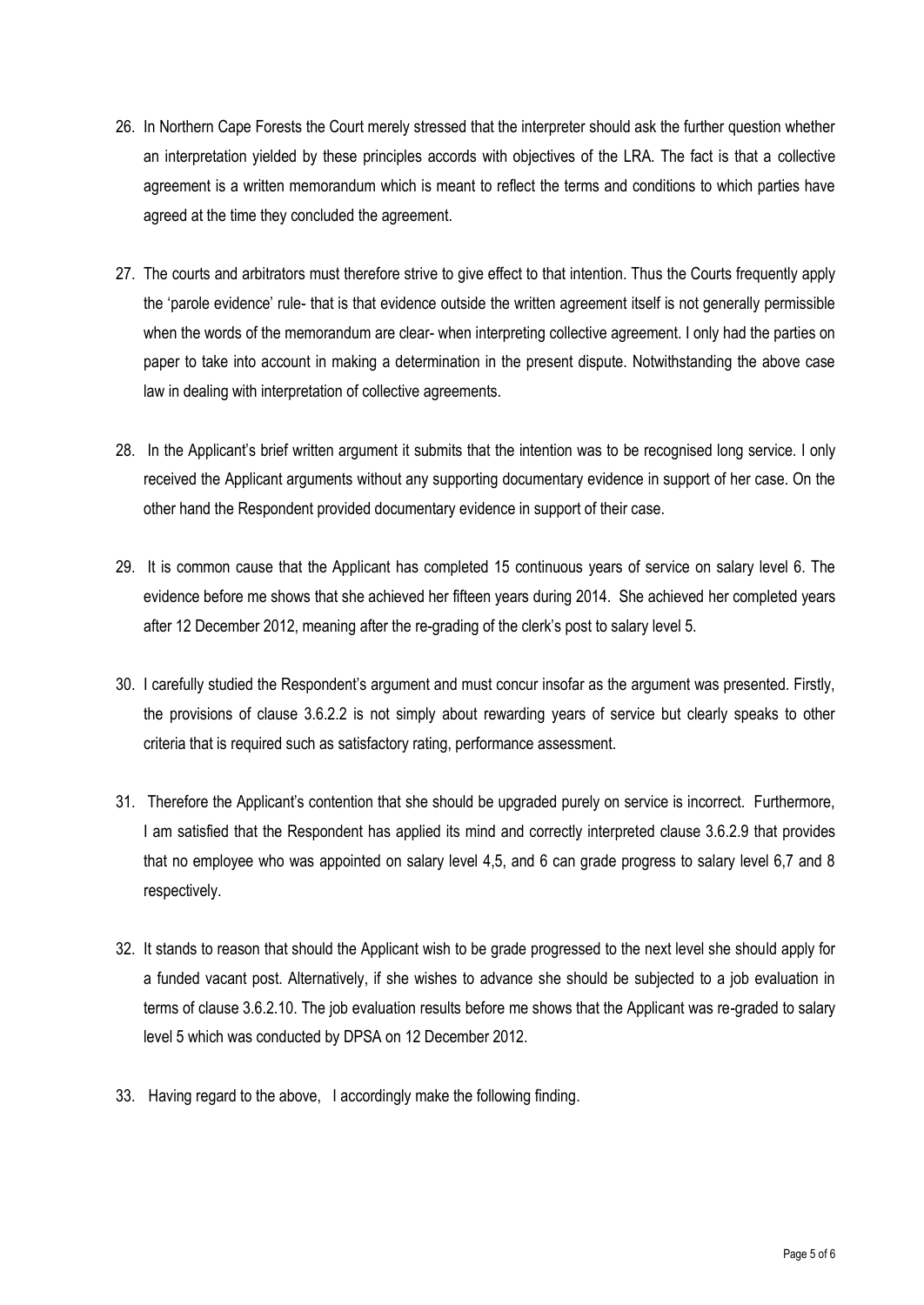26. In Northern Cape Forests the Court merely stressed that the interpreter should ask the further question whether an interpretation yielded by these principles accords with objectives of the LRA. The fact is that a collective agreement is a written memorandum which is meant to reflect the terms and conditions to which parties have agreed at the time they concluded the agreement.

27. The courts and arbitrators must therefore strive to give effect to that intention. Thus the Courts frequently apply the 'parole evidence' rule- that is that evidence outside the written agreement itself is not generally permissible when the words of the memorandum are clear- when interpreting collective agreement. I only had the parties on paper to take into account in making a determination in the present dispute. Notwithstanding the above case law in dealing with interpretation of collective agreements.

28. In the Applicant's brief written argument it submits that the intention was to be recognised long service. I only received the Applicant arguments without any supporting documentary evidence in support of her case. On the other hand the Respondent provided documentary evidence in support of their case.

29. It is common cause that the Applicant has completed 15 continuous years of service on salary level 6. The evidence before me shows that she achieved her fifteen years during 2014. She achieved her completed years after 12 December 2012, meaning after the re-grading of the clerk's post to salary level 5.

30. I carefully studied the Respondent's argument and must concur insofar as the argument was presented. Firstly, the provisions of clause 3.6.2.2 is not simply about rewarding years of service but clearly speaks to other criteria that is required such as satisfactory rating, performance assessment.

31. Therefore the Applicant's contention that she should be upgraded purely on service is incorrect. Furthermore, I am satisfied that the Respondent has applied its mind and correctly interpreted clause 3.6.2.9 that provides that no employee who was appointed on salary level 4,5, and 6 can grade progress to salary level 6,7 and 8 respectively.

32. It stands to reason that should the Applicant wish to be grade progressed to the next level she should apply for a funded vacant post. Alternatively, if she wishes to advance she should be subjected to a job evaluation in terms of clause 3.6.2.10. The job evaluation results before me shows that the Applicant was re-graded to salary level 5 which was conducted by DPSA on 12 December 2012.

33. Having regard to the above, I accordingly make the following finding.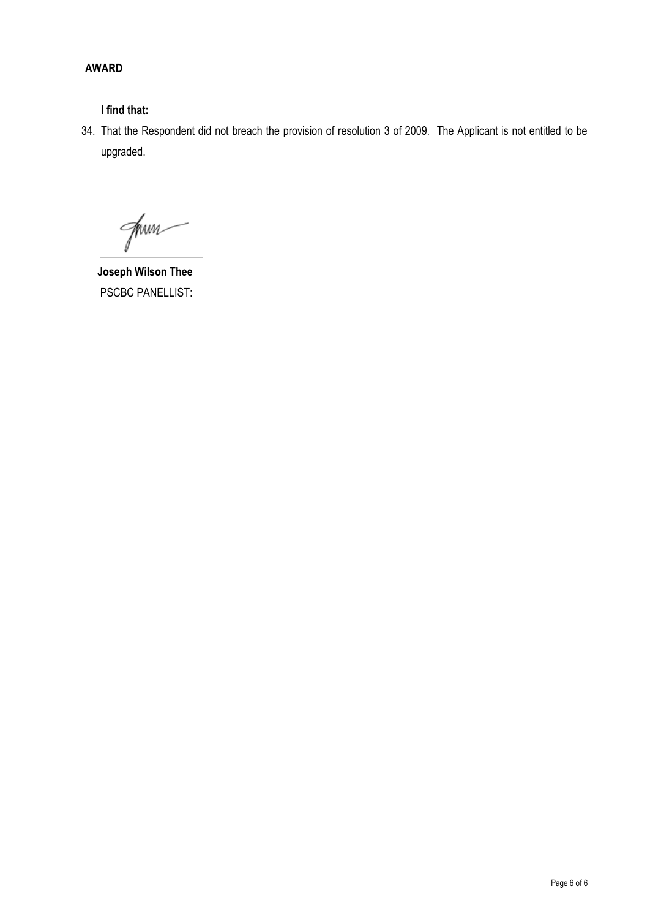## AWARD

**I find that:**

34. That the Respondent did not breach the provision of resolution 3 of 2009. The Applicant is not entitled to be upgraded.

**Joseph Wilson Thee**
PSCBC PANELLIST: